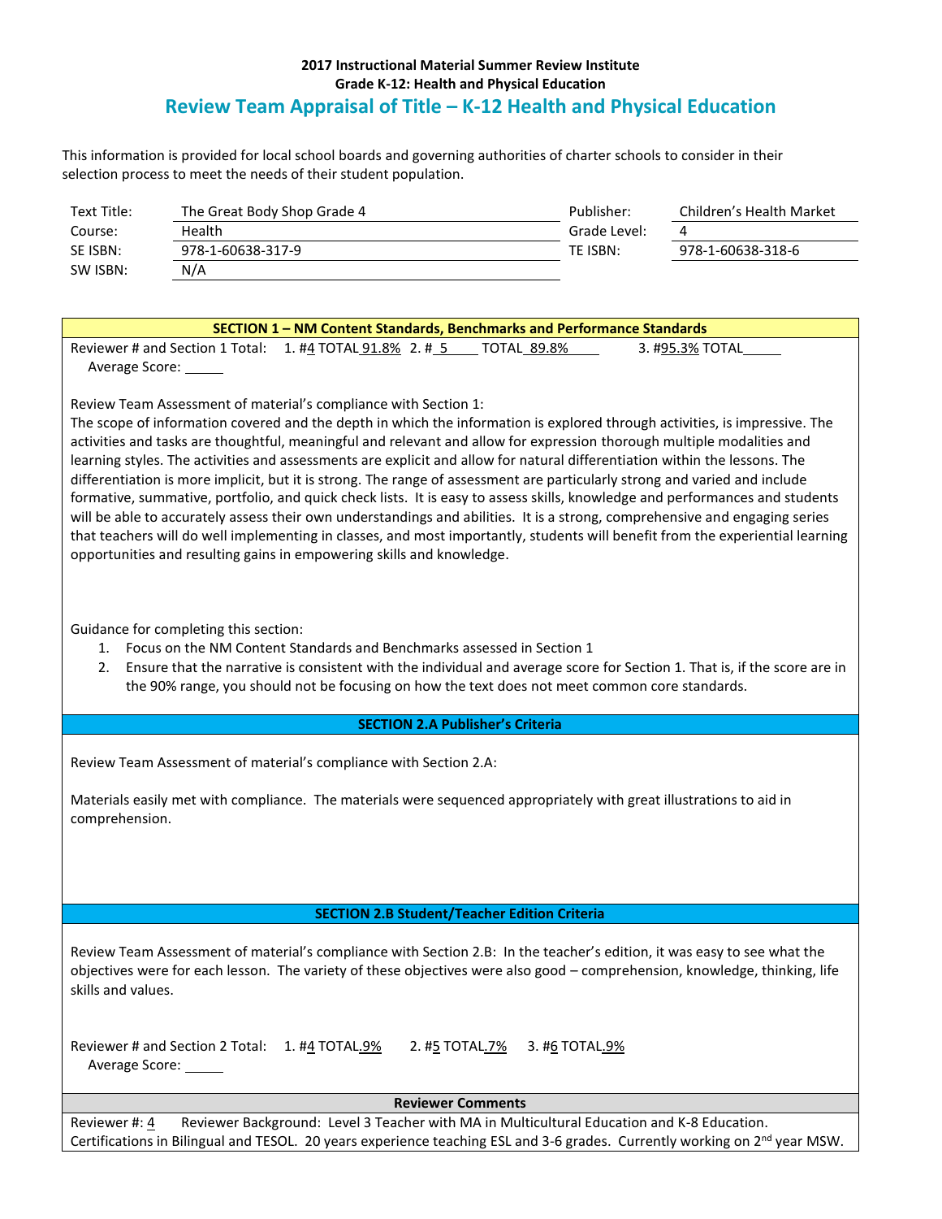**2017 Instructional Material Summer Review Institute**
**Grade K-12: Health and Physical Education**

# Review Team Appraisal of Title – K-12 Health and Physical Education

This information is provided for local school boards and governing authorities of charter schools to consider in their selection process to meet the needs of their student population.

| | | | |
|---|---|---|---|
| Text Title: | The Great Body Shop Grade 4 | Publisher: | Children's Health Market |
| Course: | Health | Grade Level: | 4 |
| SE ISBN: | 978-1-60638-317-9 | TE ISBN: | 978-1-60638-318-6 |
| SW ISBN: | N/A | | |

## SECTION 1 – NM Content Standards, Benchmarks and Performance Standards

Reviewer # and Section 1 Total: 1. #4 TOTAL 91.8% 2. # 5 TOTAL 89.8% 3. #95.3% TOTAL

Average Score: ______

Review Team Assessment of material's compliance with Section 1:

The scope of information covered and the depth in which the information is explored through activities, is impressive. The activities and tasks are thoughtful, meaningful and relevant and allow for expression thorough multiple modalities and learning styles. The activities and assessments are explicit and allow for natural differentiation within the lessons. The differentiation is more implicit, but it is strong. The range of assessment are particularly strong and varied and include formative, summative, portfolio, and quick check lists. It is easy to assess skills, knowledge and performances and students will be able to accurately assess their own understandings and abilities. It is a strong, comprehensive and engaging series that teachers will do well implementing in classes, and most importantly, students will benefit from the experiential learning opportunities and resulting gains in empowering skills and knowledge.

Guidance for completing this section:

1. Focus on the NM Content Standards and Benchmarks assessed in Section 1
2. Ensure that the narrative is consistent with the individual and average score for Section 1. That is, if the score are in the 90% range, you should not be focusing on how the text does not meet common core standards.

## SECTION 2.A Publisher's Criteria

Review Team Assessment of material's compliance with Section 2.A:

Materials easily met with compliance. The materials were sequenced appropriately with great illustrations to aid in comprehension.

## SECTION 2.B Student/Teacher Edition Criteria

Review Team Assessment of material's compliance with Section 2.B: In the teacher's edition, it was easy to see what the objectives were for each lesson. The variety of these objectives were also good – comprehension, knowledge, thinking, life skills and values.

Reviewer # and Section 2 Total: 1. #4 TOTAL.9% 2. #5 TOTAL.7% 3. #6 TOTAL.9%

Average Score: ______

## Reviewer Comments

Reviewer #: 4 Reviewer Background: Level 3 Teacher with MA in Multicultural Education and K-8 Education. Certifications in Bilingual and TESOL. 20 years experience teaching ESL and 3-6 grades. Currently working on 2nd year MSW.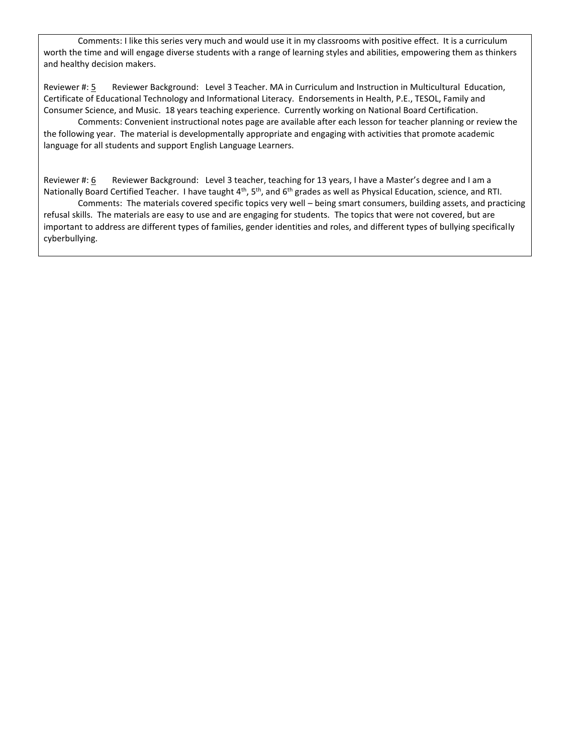Comments: I like this series very much and would use it in my classrooms with positive effect. It is a curriculum worth the time and will engage diverse students with a range of learning styles and abilities, empowering them as thinkers and healthy decision makers.

Reviewer #: 5 Reviewer Background: Level 3 Teacher. MA in Curriculum and Instruction in Multicultural Education, Certificate of Educational Technology and Informational Literacy. Endorsements in Health, P.E., TESOL, Family and Consumer Science, and Music. 18 years teaching experience. Currently working on National Board Certification.

Comments: Convenient instructional notes page are available after each lesson for teacher planning or review the the following year. The material is developmentally appropriate and engaging with activities that promote academic language for all students and support English Language Learners.

Reviewer #: 6 Reviewer Background: Level 3 teacher, teaching for 13 years, I have a Master's degree and I am a Nationally Board Certified Teacher. I have taught 4th, 5th, and 6th grades as well as Physical Education, science, and RTI.

Comments: The materials covered specific topics very well – being smart consumers, building assets, and practicing refusal skills. The materials are easy to use and are engaging for students. The topics that were not covered, but are important to address are different types of families, gender identities and roles, and different types of bullying specifically cyberbullying.